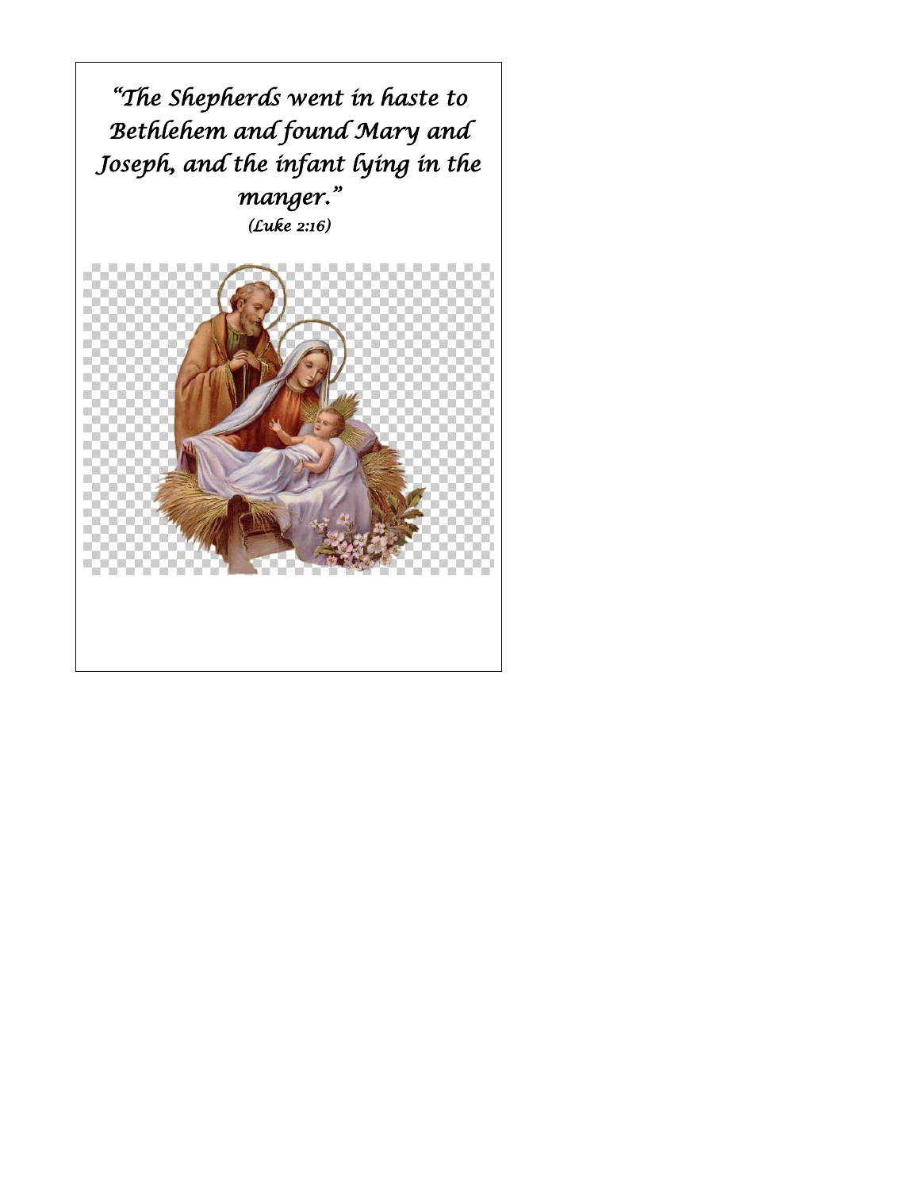*"The Shepherds went in haste to Bethlehem and found Mary and Joseph, and the infant lying in the manger."*

*(Luke 2:16)*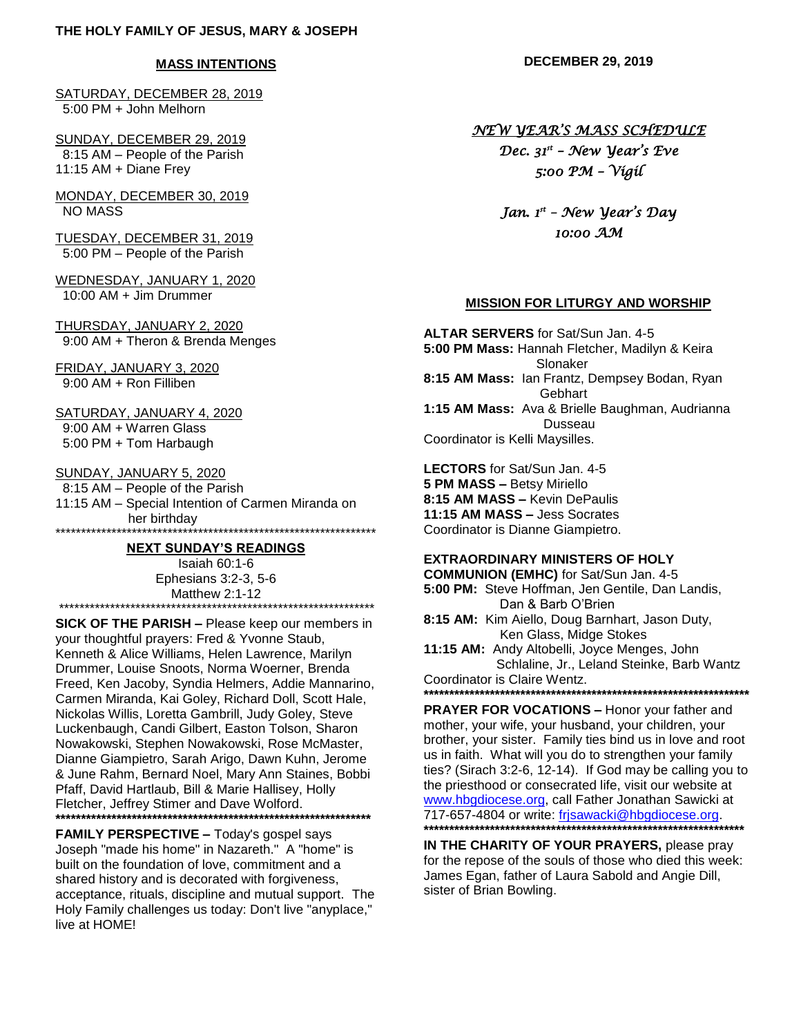THE HOLY FAMILY OF JESUS, MARY & JOSEPH

DECEMBER 29, 2019

## MASS INTENTIONS

SATURDAY, DECEMBER 28, 2019
5:00 PM + John Melhorn

SUNDAY, DECEMBER 29, 2019
8:15 AM – People of the Parish
11:15 AM + Diane Frey

MONDAY, DECEMBER 30, 2019
NO MASS

TUESDAY, DECEMBER 31, 2019
5:00 PM – People of the Parish

WEDNESDAY, JANUARY 1, 2020
10:00 AM + Jim Drummer

THURSDAY, JANUARY 2, 2020
9:00 AM + Theron & Brenda Menges

FRIDAY, JANUARY 3, 2020
9:00 AM + Ron Filliben

SATURDAY, JANUARY 4, 2020
9:00 AM + Warren Glass
5:00 PM + Tom Harbaugh

SUNDAY, JANUARY 5, 2020
8:15 AM – People of the Parish
11:15 AM – Special Intention of Carmen Miranda on her birthday

******************************************************************

## NEXT SUNDAY'S READINGS

Isaiah 60:1-6
Ephesians 3:2-3, 5-6
Matthew 2:1-12

******************************************************************

**SICK OF THE PARISH –** Please keep our members in your thoughtful prayers: Fred & Yvonne Staub, Kenneth & Alice Williams, Helen Lawrence, Marilyn Drummer, Louise Snoots, Norma Woerner, Brenda Freed, Ken Jacoby, Syndia Helmers, Addie Mannarino, Carmen Miranda, Kai Goley, Richard Doll, Scott Hale, Nickolas Willis, Loretta Gambrill, Judy Goley, Steve Luckenbaugh, Candi Gilbert, Easton Tolson, Sharon Nowakowski, Stephen Nowakowski, Rose McMaster, Dianne Giampietro, Sarah Arigo, Dawn Kuhn, Jerome & June Rahm, Bernard Noel, Mary Ann Staines, Bobbi Pfaff, David Hartlaub, Bill & Marie Hallisey, Holly Fletcher, Jeffrey Stimer and Dave Wolford.

******************************************************************

**FAMILY PERSPECTIVE –** Today's gospel says Joseph "made his home" in Nazareth." A "home" is built on the foundation of love, commitment and a shared history and is decorated with forgiveness, acceptance, rituals, discipline and mutual support. The Holy Family challenges us today: Don't live "anyplace," live at HOME!

## *NEW YEAR'S MASS SCHEDULE*

*Dec. 31st – New Year's Eve*
*5:00 PM – Vigil*

*Jan. 1st – New Year's Day*
*10:00 AM*

## MISSION FOR LITURGY AND WORSHIP

**ALTAR SERVERS** for Sat/Sun Jan. 4-5
**5:00 PM Mass:** Hannah Fletcher, Madilyn & Keira Slonaker
**8:15 AM Mass:** Ian Frantz, Dempsey Bodan, Ryan Gebhart
**1:15 AM Mass:** Ava & Brielle Baughman, Audrianna Dusseau
Coordinator is Kelli Maysilles.

**LECTORS** for Sat/Sun Jan. 4-5
**5 PM MASS –** Betsy Miriello
**8:15 AM MASS –** Kevin DePaulis
**11:15 AM MASS –** Jess Socrates
Coordinator is Dianne Giampietro.

**EXTRAORDINARY MINISTERS OF HOLY COMMUNION (EMHC)** for Sat/Sun Jan. 4-5
**5:00 PM:** Steve Hoffman, Jen Gentile, Dan Landis, Dan & Barb O'Brien
**8:15 AM:** Kim Aiello, Doug Barnhart, Jason Duty, Ken Glass, Midge Stokes
**11:15 AM:** Andy Altobelli, Joyce Menges, John Schlaline, Jr., Leland Steinke, Barb Wantz
Coordinator is Claire Wentz.

******************************************************************

**PRAYER FOR VOCATIONS –** Honor your father and mother, your wife, your husband, your children, your brother, your sister. Family ties bind us in love and root us in faith. What will you do to strengthen your family ties? (Sirach 3:2-6, 12-14). If God may be calling you to the priesthood or consecrated life, visit our website at www.hbgdiocese.org, call Father Jonathan Sawicki at 717-657-4804 or write: frjsawacki@hbgdiocese.org.

******************************************************************

**IN THE CHARITY OF YOUR PRAYERS,** please pray for the repose of the souls of those who died this week: James Egan, father of Laura Sabold and Angie Dill, sister of Brian Bowling.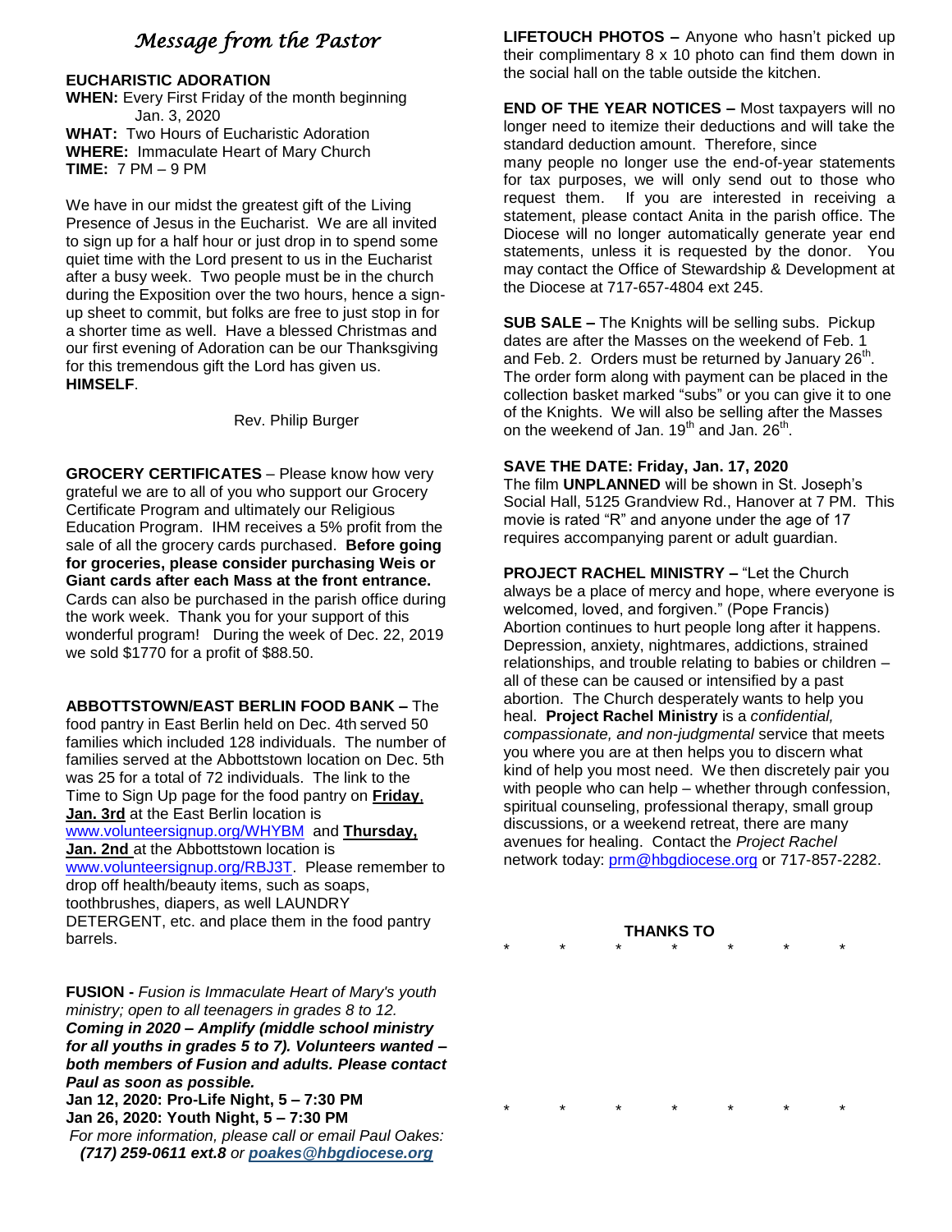# *Message from the Pastor*

**EUCHARISTIC ADORATION**
**WHEN:** Every First Friday of the month beginning Jan. 3, 2020
**WHAT:** Two Hours of Eucharistic Adoration
**WHERE:** Immaculate Heart of Mary Church
**TIME:** 7 PM – 9 PM

We have in our midst the greatest gift of the Living Presence of Jesus in the Eucharist. We are all invited to sign up for a half hour or just drop in to spend some quiet time with the Lord present to us in the Eucharist after a busy week. Two people must be in the church during the Exposition over the two hours, hence a sign-up sheet to commit, but folks are free to just stop in for a shorter time as well. Have a blessed Christmas and our first evening of Adoration can be our Thanksgiving for this tremendous gift the Lord has given us. **HIMSELF**.

Rev. Philip Burger

**GROCERY CERTIFICATES** – Please know how very grateful we are to all of you who support our Grocery Certificate Program and ultimately our Religious Education Program. IHM receives a 5% profit from the sale of all the grocery cards purchased. **Before going for groceries, please consider purchasing Weis or Giant cards after each Mass at the front entrance.** Cards can also be purchased in the parish office during the work week. Thank you for your support of this wonderful program! During the week of Dec. 22, 2019 we sold $1770 for a profit of $88.50.

**ABBOTTSTOWN/EAST BERLIN FOOD BANK –** The food pantry in East Berlin held on Dec. 4th served 50 families which included 128 individuals. The number of families served at the Abbottstown location on Dec. 5th was 25 for a total of 72 individuals. The link to the Time to Sign Up page for the food pantry on **Friday, Jan. 3rd** at the East Berlin location is www.volunteersignup.org/WHYBM and **Thursday, Jan. 2nd** at the Abbottstown location is www.volunteersignup.org/RBJ3T. Please remember to drop off health/beauty items, such as soaps, toothbrushes, diapers, as well LAUNDRY DETERGENT, etc. and place them in the food pantry barrels.

**FUSION -** *Fusion is Immaculate Heart of Mary's youth ministry; open to all teenagers in grades 8 to 12.*
***Coming in 2020 – Amplify (middle school ministry for all youths in grades 5 to 7). Volunteers wanted – both members of Fusion and adults. Please contact Paul as soon as possible.***
**Jan 12, 2020: Pro-Life Night, 5 – 7:30 PM**
**Jan 26, 2020: Youth Night, 5 – 7:30 PM**
*For more information, please call or email Paul Oakes:* ***(717) 259-0611 ext.8*** *or* ***poakes@hbgdiocese.org***

**LIFETOUCH PHOTOS –** Anyone who hasn't picked up their complimentary 8 x 10 photo can find them down in the social hall on the table outside the kitchen.

**END OF THE YEAR NOTICES –** Most taxpayers will no longer need to itemize their deductions and will take the standard deduction amount. Therefore, since many people no longer use the end-of-year statements for tax purposes, we will only send out to those who request them. If you are interested in receiving a statement, please contact Anita in the parish office. The Diocese will no longer automatically generate year end statements, unless it is requested by the donor. You may contact the Office of Stewardship & Development at the Diocese at 717-657-4804 ext 245.

**SUB SALE –** The Knights will be selling subs. Pickup dates are after the Masses on the weekend of Feb. 1 and Feb. 2. Orders must be returned by January 26th. The order form along with payment can be placed in the collection basket marked "subs" or you can give it to one of the Knights. We will also be selling after the Masses on the weekend of Jan. 19th and Jan. 26th.

**SAVE THE DATE: Friday, Jan. 17, 2020**
The film **UNPLANNED** will be shown in St. Joseph's Social Hall, 5125 Grandview Rd., Hanover at 7 PM. This movie is rated "R" and anyone under the age of 17 requires accompanying parent or adult guardian.

**PROJECT RACHEL MINISTRY –** "Let the Church always be a place of mercy and hope, where everyone is welcomed, loved, and forgiven." (Pope Francis) Abortion continues to hurt people long after it happens. Depression, anxiety, nightmares, addictions, strained relationships, and trouble relating to babies or children – all of these can be caused or intensified by a past abortion. The Church desperately wants to help you heal. **Project Rachel Ministry** is a *confidential, compassionate, and non-judgmental* service that meets you where you are at then helps you to discern what kind of help you most need. We then discretely pair you with people who can help – whether through confession, spiritual counseling, professional therapy, small group discussions, or a weekend retreat, there are many avenues for healing. Contact the *Project Rachel* network today: prm@hbgdiocese.org or 717-857-2282.

**THANKS TO**

\* \* \* \* \* \* \*

\* \* \* \* \* \* \*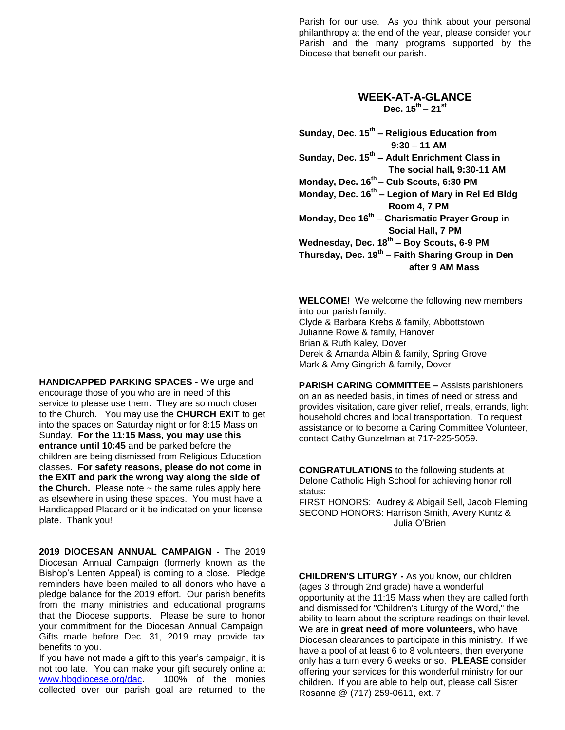Parish for our use. As you think about your personal philanthropy at the end of the year, please consider your Parish and the many programs supported by the Diocese that benefit our parish.

## WEEK-AT-A-GLANCE

**Dec. 15th – 21st**

**Sunday, Dec. 15th – Religious Education from 9:30 – 11 AM**
**Sunday, Dec. 15th – Adult Enrichment Class in The social hall, 9:30-11 AM**
**Monday, Dec. 16th – Cub Scouts, 6:30 PM**
**Monday, Dec. 16th – Legion of Mary in Rel Ed Bldg Room 4, 7 PM**
**Monday, Dec 16th – Charismatic Prayer Group in Social Hall, 7 PM**
**Wednesday, Dec. 18th – Boy Scouts, 6-9 PM**
**Thursday, Dec. 19th – Faith Sharing Group in Den after 9 AM Mass**

**WELCOME!** We welcome the following new members into our parish family:
Clyde & Barbara Krebs & family, Abbottstown
Julianne Rowe & family, Hanover
Brian & Ruth Kaley, Dover
Derek & Amanda Albin & family, Spring Grove
Mark & Amy Gingrich & family, Dover

**HANDICAPPED PARKING SPACES -** We urge and encourage those of you who are in need of this service to please use them. They are so much closer to the Church. You may use the **CHURCH EXIT** to get into the spaces on Saturday night or for 8:15 Mass on Sunday. **For the 11:15 Mass, you may use this entrance until 10:45** and be parked before the children are being dismissed from Religious Education classes. **For safety reasons, please do not come in the EXIT and park the wrong way along the side of the Church.** Please note ~ the same rules apply here as elsewhere in using these spaces. You must have a Handicapped Placard or it be indicated on your license plate. Thank you!

**PARISH CARING COMMITTEE –** Assists parishioners on an as needed basis, in times of need or stress and provides visitation, care giver relief, meals, errands, light household chores and local transportation. To request assistance or to become a Caring Committee Volunteer, contact Cathy Gunzelman at 717-225-5059.

**CONGRATULATIONS** to the following students at Delone Catholic High School for achieving honor roll status:
FIRST HONORS: Audrey & Abigail Sell, Jacob Fleming
SECOND HONORS: Harrison Smith, Avery Kuntz & Julia O'Brien

**2019 DIOCESAN ANNUAL CAMPAIGN -** The 2019 Diocesan Annual Campaign (formerly known as the Bishop's Lenten Appeal) is coming to a close. Pledge reminders have been mailed to all donors who have a pledge balance for the 2019 effort. Our parish benefits from the many ministries and educational programs that the Diocese supports. Please be sure to honor your commitment for the Diocesan Annual Campaign. Gifts made before Dec. 31, 2019 may provide tax benefits to you.
If you have not made a gift to this year's campaign, it is not too late. You can make your gift securely online at www.hbgdiocese.org/dac. 100% of the monies collected over our parish goal are returned to the

**CHILDREN'S LITURGY -** As you know, our children (ages 3 through 2nd grade) have a wonderful opportunity at the 11:15 Mass when they are called forth and dismissed for "Children's Liturgy of the Word," the ability to learn about the scripture readings on their level. We are in **great need of more volunteers,** who have Diocesan clearances to participate in this ministry. If we have a pool of at least 6 to 8 volunteers, then everyone only has a turn every 6 weeks or so. **PLEASE** consider offering your services for this wonderful ministry for our children. If you are able to help out, please call Sister Rosanne @ (717) 259-0611, ext. 7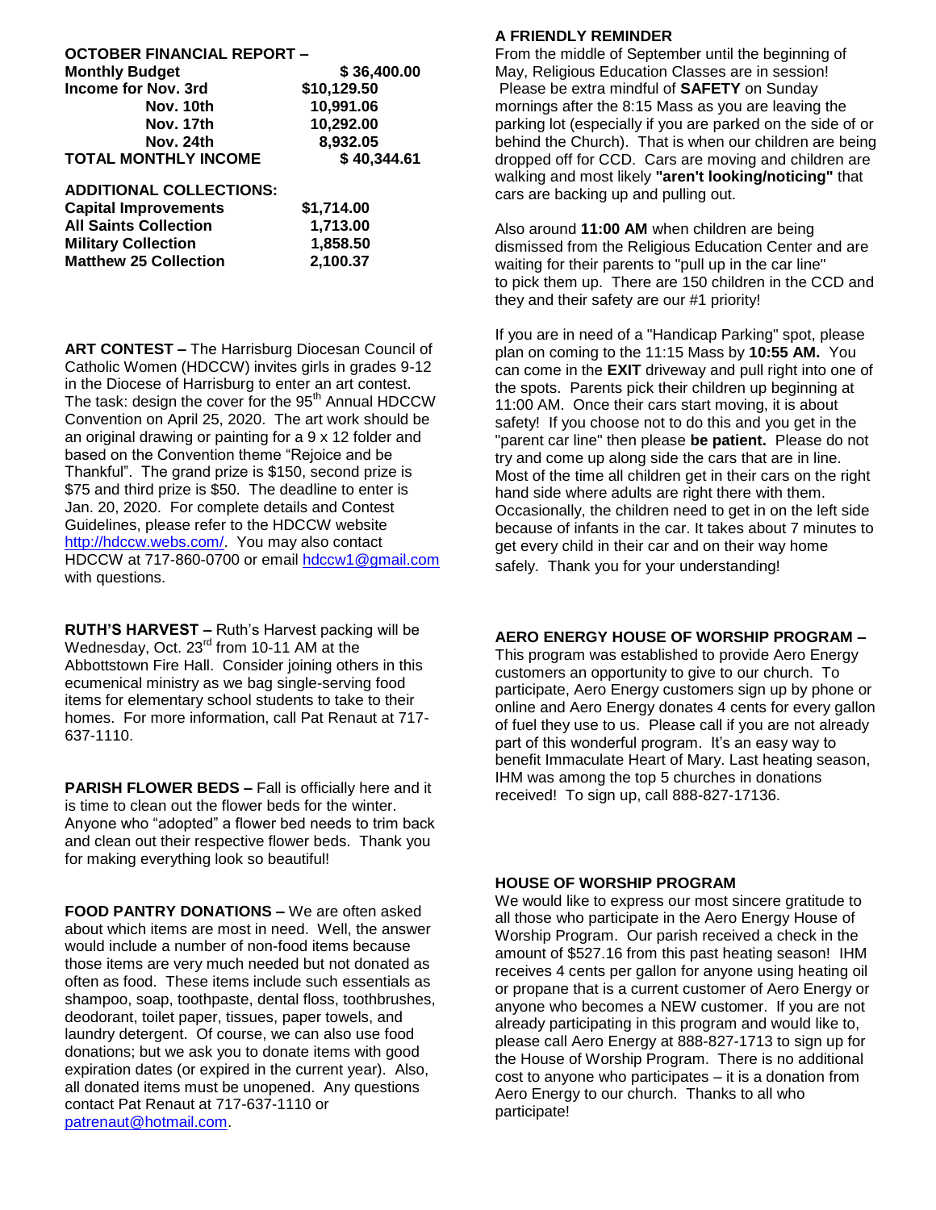**OCTOBER FINANCIAL REPORT –**

| | |
|---|---|
| **Monthly Budget** | **$ 36,400.00** |
| **Income for Nov. 3rd** | **$10,129.50** |
| **Nov. 10th** | **10,991.06** |
| **Nov. 17th** | **10,292.00** |
| **Nov. 24th** | **8,932.05** |
| **TOTAL MONTHLY INCOME** | **$ 40,344.61** |

**ADDITIONAL COLLECTIONS:**

| | |
|---|---|
| **Capital Improvements** | **$1,714.00** |
| **All Saints Collection** | **1,713.00** |
| **Military Collection** | **1,858.50** |
| **Matthew 25 Collection** | **2,100.37** |

**ART CONTEST –** The Harrisburg Diocesan Council of Catholic Women (HDCCW) invites girls in grades 9-12 in the Diocese of Harrisburg to enter an art contest. The task: design the cover for the 95th Annual HDCCW Convention on April 25, 2020. The art work should be an original drawing or painting for a 9 x 12 folder and based on the Convention theme "Rejoice and be Thankful". The grand prize is $150, second prize is $75 and third prize is $50. The deadline to enter is Jan. 20, 2020. For complete details and Contest Guidelines, please refer to the HDCCW website http://hdccw.webs.com/. You may also contact HDCCW at 717-860-0700 or email hdccw1@gmail.com with questions.

**RUTH'S HARVEST –** Ruth's Harvest packing will be Wednesday, Oct. 23rd from 10-11 AM at the Abbottstown Fire Hall. Consider joining others in this ecumenical ministry as we bag single-serving food items for elementary school students to take to their homes. For more information, call Pat Renaut at 717-637-1110.

**PARISH FLOWER BEDS –** Fall is officially here and it is time to clean out the flower beds for the winter. Anyone who "adopted" a flower bed needs to trim back and clean out their respective flower beds. Thank you for making everything look so beautiful!

**FOOD PANTRY DONATIONS –** We are often asked about which items are most in need. Well, the answer would include a number of non-food items because those items are very much needed but not donated as often as food. These items include such essentials as shampoo, soap, toothpaste, dental floss, toothbrushes, deodorant, toilet paper, tissues, paper towels, and laundry detergent. Of course, we can also use food donations; but we ask you to donate items with good expiration dates (or expired in the current year). Also, all donated items must be unopened. Any questions contact Pat Renaut at 717-637-1110 or patrenaut@hotmail.com.

**A FRIENDLY REMINDER**

From the middle of September until the beginning of May, Religious Education Classes are in session! Please be extra mindful of **SAFETY** on Sunday mornings after the 8:15 Mass as you are leaving the parking lot (especially if you are parked on the side of or behind the Church). That is when our children are being dropped off for CCD. Cars are moving and children are walking and most likely **"aren't looking/noticing"** that cars are backing up and pulling out.

Also around **11:00 AM** when children are being dismissed from the Religious Education Center and are waiting for their parents to "pull up in the car line" to pick them up. There are 150 children in the CCD and they and their safety are our #1 priority!

If you are in need of a "Handicap Parking" spot, please plan on coming to the 11:15 Mass by **10:55 AM.** You can come in the **EXIT** driveway and pull right into one of the spots. Parents pick their children up beginning at 11:00 AM. Once their cars start moving, it is about safety! If you choose not to do this and you get in the "parent car line" then please **be patient.** Please do not try and come up along side the cars that are in line. Most of the time all children get in their cars on the right hand side where adults are right there with them. Occasionally, the children need to get in on the left side because of infants in the car. It takes about 7 minutes to get every child in their car and on their way home safely. Thank you for your understanding!

**AERO ENERGY HOUSE OF WORSHIP PROGRAM –**

This program was established to provide Aero Energy customers an opportunity to give to our church. To participate, Aero Energy customers sign up by phone or online and Aero Energy donates 4 cents for every gallon of fuel they use to us. Please call if you are not already part of this wonderful program. It's an easy way to benefit Immaculate Heart of Mary. Last heating season, IHM was among the top 5 churches in donations received! To sign up, call 888-827-17136.

**HOUSE OF WORSHIP PROGRAM**

We would like to express our most sincere gratitude to all those who participate in the Aero Energy House of Worship Program. Our parish received a check in the amount of $527.16 from this past heating season! IHM receives 4 cents per gallon for anyone using heating oil or propane that is a current customer of Aero Energy or anyone who becomes a NEW customer. If you are not already participating in this program and would like to, please call Aero Energy at 888-827-1713 to sign up for the House of Worship Program. There is no additional cost to anyone who participates – it is a donation from Aero Energy to our church. Thanks to all who participate!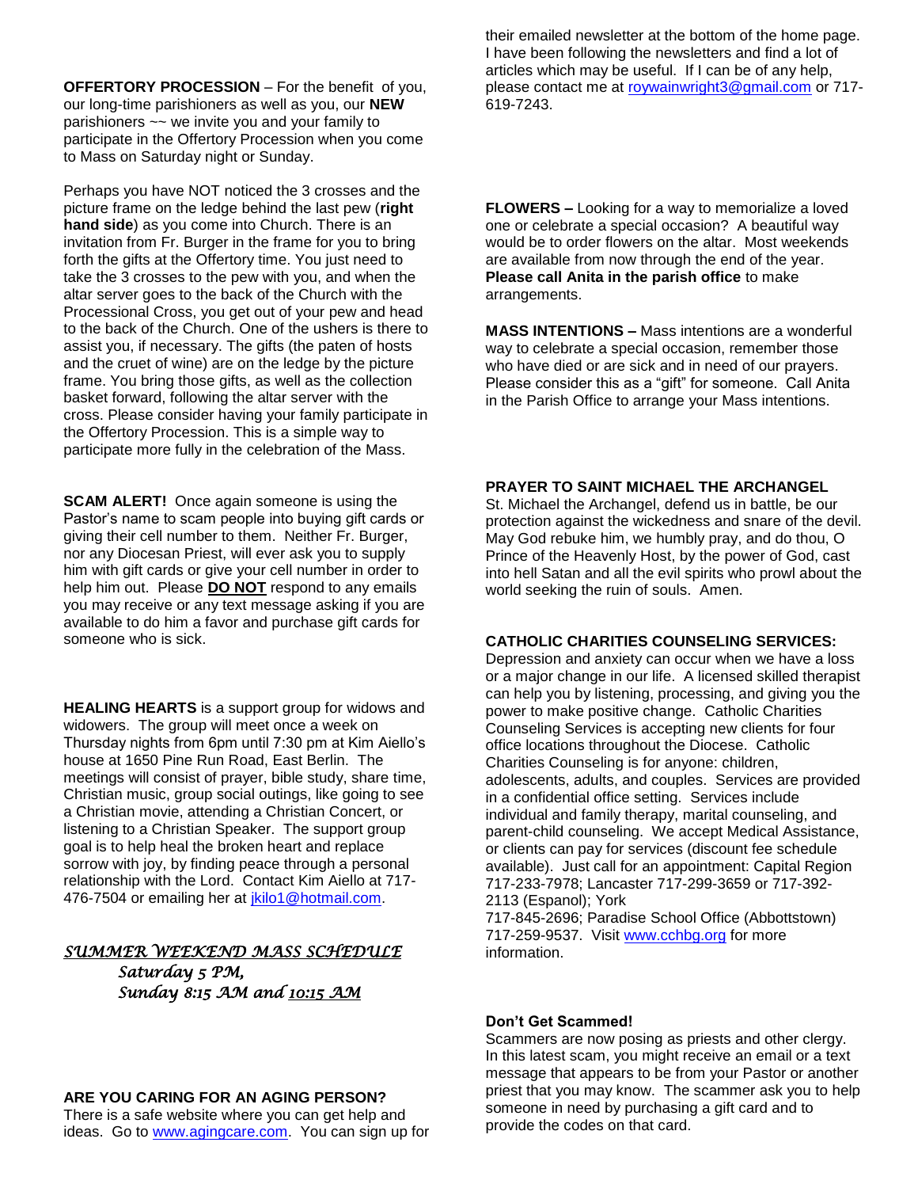**OFFERTORY PROCESSION** – For the benefit of you, our long-time parishioners as well as you, our **NEW** parishioners ~~ we invite you and your family to participate in the Offertory Procession when you come to Mass on Saturday night or Sunday.

Perhaps you have NOT noticed the 3 crosses and the picture frame on the ledge behind the last pew (**right hand side**) as you come into Church. There is an invitation from Fr. Burger in the frame for you to bring forth the gifts at the Offertory time. You just need to take the 3 crosses to the pew with you, and when the altar server goes to the back of the Church with the Processional Cross, you get out of your pew and head to the back of the Church. One of the ushers is there to assist you, if necessary. The gifts (the paten of hosts and the cruet of wine) are on the ledge by the picture frame. You bring those gifts, as well as the collection basket forward, following the altar server with the cross. Please consider having your family participate in the Offertory Procession. This is a simple way to participate more fully in the celebration of the Mass.

**SCAM ALERT!** Once again someone is using the Pastor's name to scam people into buying gift cards or giving their cell number to them. Neither Fr. Burger, nor any Diocesan Priest, will ever ask you to supply him with gift cards or give your cell number in order to help him out. Please **DO NOT** respond to any emails you may receive or any text message asking if you are available to do him a favor and purchase gift cards for someone who is sick.

**HEALING HEARTS** is a support group for widows and widowers. The group will meet once a week on Thursday nights from 6pm until 7:30 pm at Kim Aiello's house at 1650 Pine Run Road, East Berlin. The meetings will consist of prayer, bible study, share time, Christian music, group social outings, like going to see a Christian movie, attending a Christian Concert, or listening to a Christian Speaker. The support group goal is to help heal the broken heart and replace sorrow with joy, by finding peace through a personal relationship with the Lord. Contact Kim Aiello at 717-476-7504 or emailing her at jkilo1@hotmail.com.

*SUMMER WEEKEND MASS SCHEDULE*

*Saturday 5 PM,*

*Sunday 8:15 AM and 10:15 AM*

**ARE YOU CARING FOR AN AGING PERSON?**

There is a safe website where you can get help and ideas. Go to www.agingcare.com. You can sign up for their emailed newsletter at the bottom of the home page. I have been following the newsletters and find a lot of articles which may be useful. If I can be of any help, please contact me at roywainwright3@gmail.com or 717-619-7243.

**FLOWERS –** Looking for a way to memorialize a loved one or celebrate a special occasion? A beautiful way would be to order flowers on the altar. Most weekends are available from now through the end of the year. **Please call Anita in the parish office** to make arrangements.

**MASS INTENTIONS –** Mass intentions are a wonderful way to celebrate a special occasion, remember those who have died or are sick and in need of our prayers. Please consider this as a "gift" for someone. Call Anita in the Parish Office to arrange your Mass intentions.

**PRAYER TO SAINT MICHAEL THE ARCHANGEL**

St. Michael the Archangel, defend us in battle, be our protection against the wickedness and snare of the devil. May God rebuke him, we humbly pray, and do thou, O Prince of the Heavenly Host, by the power of God, cast into hell Satan and all the evil spirits who prowl about the world seeking the ruin of souls. Amen.

**CATHOLIC CHARITIES COUNSELING SERVICES:**

Depression and anxiety can occur when we have a loss or a major change in our life. A licensed skilled therapist can help you by listening, processing, and giving you the power to make positive change. Catholic Charities Counseling Services is accepting new clients for four office locations throughout the Diocese. Catholic Charities Counseling is for anyone: children, adolescents, adults, and couples. Services are provided in a confidential office setting. Services include individual and family therapy, marital counseling, and parent-child counseling. We accept Medical Assistance, or clients can pay for services (discount fee schedule available). Just call for an appointment: Capital Region 717-233-7978; Lancaster 717-299-3659 or 717-392-2113 (Espanol); York 717-845-2696; Paradise School Office (Abbottstown) 717-259-9537. Visit www.cchbg.org for more information.

**Don't Get Scammed!**

Scammers are now posing as priests and other clergy. In this latest scam, you might receive an email or a text message that appears to be from your Pastor or another priest that you may know. The scammer ask you to help someone in need by purchasing a gift card and to provide the codes on that card.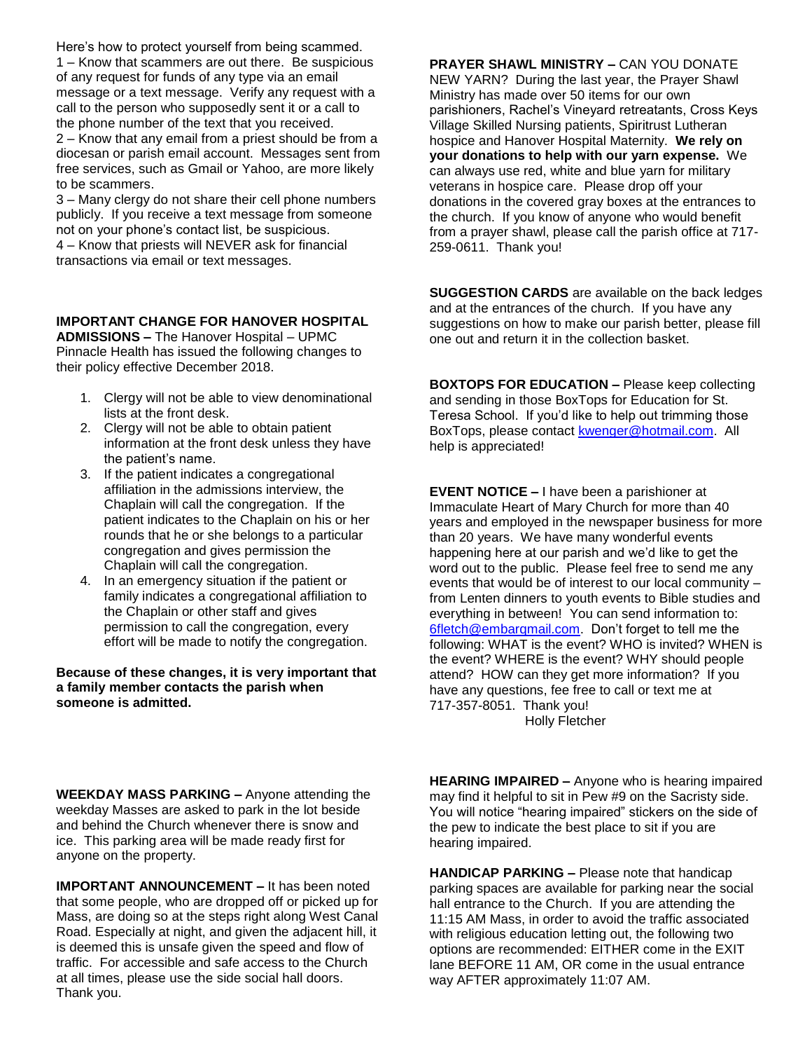Here's how to protect yourself from being scammed.
1 – Know that scammers are out there. Be suspicious of any request for funds of any type via an email message or a text message. Verify any request with a call to the person who supposedly sent it or a call to the phone number of the text that you received.
2 – Know that any email from a priest should be from a diocesan or parish email account. Messages sent from free services, such as Gmail or Yahoo, are more likely to be scammers.
3 – Many clergy do not share their cell phone numbers publicly. If you receive a text message from someone not on your phone's contact list, be suspicious.
4 – Know that priests will NEVER ask for financial transactions via email or text messages.

**IMPORTANT CHANGE FOR HANOVER HOSPITAL ADMISSIONS –** The Hanover Hospital – UPMC Pinnacle Health has issued the following changes to their policy effective December 2018.

1. Clergy will not be able to view denominational lists at the front desk.
2. Clergy will not be able to obtain patient information at the front desk unless they have the patient's name.
3. If the patient indicates a congregational affiliation in the admissions interview, the Chaplain will call the congregation. If the patient indicates to the Chaplain on his or her rounds that he or she belongs to a particular congregation and gives permission the Chaplain will call the congregation.
4. In an emergency situation if the patient or family indicates a congregational affiliation to the Chaplain or other staff and gives permission to call the congregation, every effort will be made to notify the congregation.

**Because of these changes, it is very important that a family member contacts the parish when someone is admitted.**

**WEEKDAY MASS PARKING –** Anyone attending the weekday Masses are asked to park in the lot beside and behind the Church whenever there is snow and ice. This parking area will be made ready first for anyone on the property.

**IMPORTANT ANNOUNCEMENT –** It has been noted that some people, who are dropped off or picked up for Mass, are doing so at the steps right along West Canal Road. Especially at night, and given the adjacent hill, it is deemed this is unsafe given the speed and flow of traffic. For accessible and safe access to the Church at all times, please use the side social hall doors. Thank you.

**PRAYER SHAWL MINISTRY –** CAN YOU DONATE NEW YARN? During the last year, the Prayer Shawl Ministry has made over 50 items for our own parishioners, Rachel's Vineyard retreatants, Cross Keys Village Skilled Nursing patients, Spiritrust Lutheran hospice and Hanover Hospital Maternity. **We rely on your donations to help with our yarn expense.** We can always use red, white and blue yarn for military veterans in hospice care. Please drop off your donations in the covered gray boxes at the entrances to the church. If you know of anyone who would benefit from a prayer shawl, please call the parish office at 717-259-0611. Thank you!

**SUGGESTION CARDS** are available on the back ledges and at the entrances of the church. If you have any suggestions on how to make our parish better, please fill one out and return it in the collection basket.

**BOXTOPS FOR EDUCATION –** Please keep collecting and sending in those BoxTops for Education for St. Teresa School. If you'd like to help out trimming those BoxTops, please contact kwenger@hotmail.com. All help is appreciated!

**EVENT NOTICE –** I have been a parishioner at Immaculate Heart of Mary Church for more than 40 years and employed in the newspaper business for more than 20 years. We have many wonderful events happening here at our parish and we'd like to get the word out to the public. Please feel free to send me any events that would be of interest to our local community – from Lenten dinners to youth events to Bible studies and everything in between! You can send information to: 6fletch@embarqmail.com. Don't forget to tell me the following: WHAT is the event? WHO is invited? WHEN is the event? WHERE is the event? WHY should people attend? HOW can they get more information? If you have any questions, fee free to call or text me at 717-357-8051. Thank you!

Holly Fletcher

**HEARING IMPAIRED –** Anyone who is hearing impaired may find it helpful to sit in Pew #9 on the Sacristy side. You will notice "hearing impaired" stickers on the side of the pew to indicate the best place to sit if you are hearing impaired.

**HANDICAP PARKING –** Please note that handicap parking spaces are available for parking near the social hall entrance to the Church. If you are attending the 11:15 AM Mass, in order to avoid the traffic associated with religious education letting out, the following two options are recommended: EITHER come in the EXIT lane BEFORE 11 AM, OR come in the usual entrance way AFTER approximately 11:07 AM.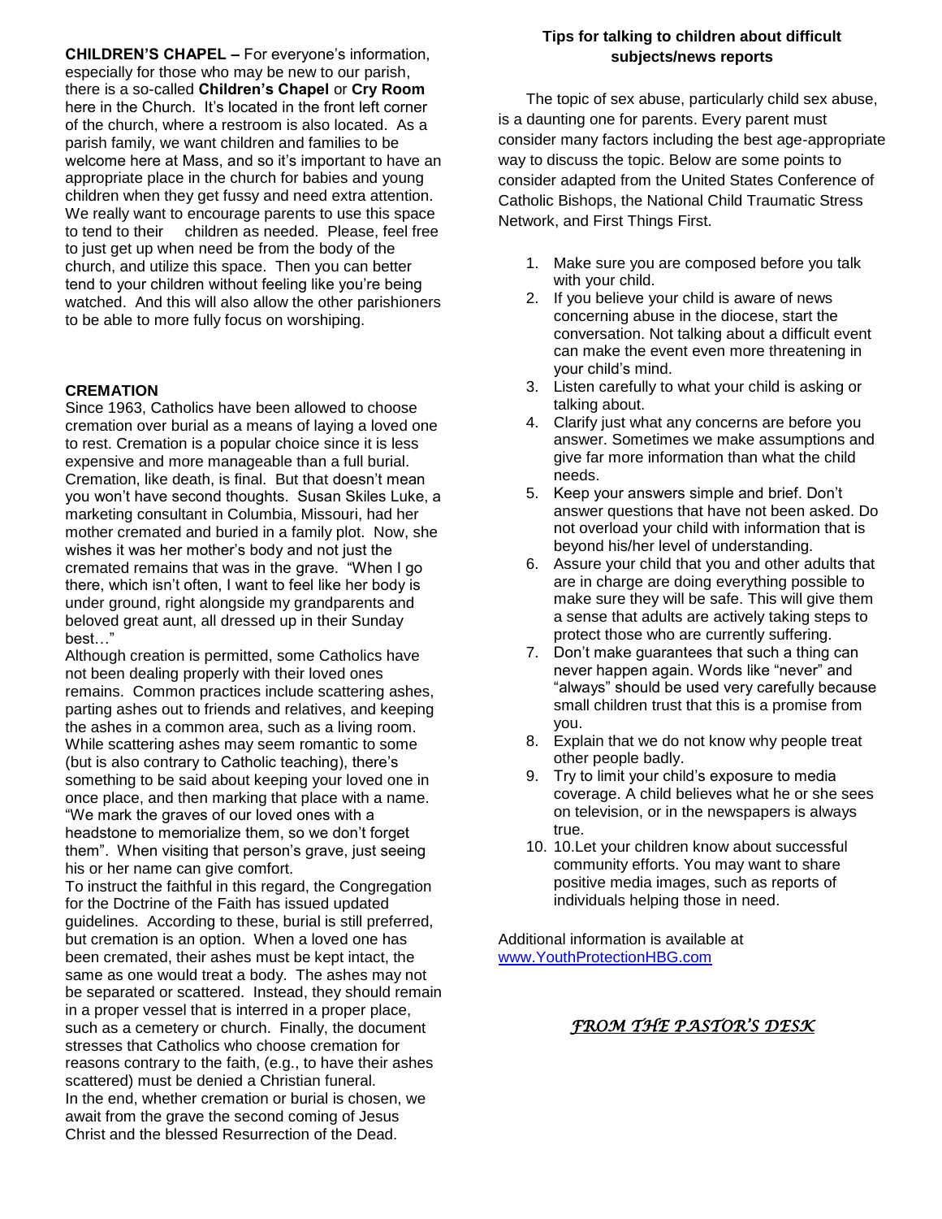**CHILDREN'S CHAPEL –** For everyone's information, especially for those who may be new to our parish, there is a so-called **Children's Chapel** or **Cry Room** here in the Church. It's located in the front left corner of the church, where a restroom is also located. As a parish family, we want children and families to be welcome here at Mass, and so it's important to have an appropriate place in the church for babies and young children when they get fussy and need extra attention. We really want to encourage parents to use this space to tend to their children as needed. Please, feel free to just get up when need be from the body of the church, and utilize this space. Then you can better tend to your children without feeling like you're being watched. And this will also allow the other parishioners to be able to more fully focus on worshiping.

**CREMATION**

Since 1963, Catholics have been allowed to choose cremation over burial as a means of laying a loved one to rest. Cremation is a popular choice since it is less expensive and more manageable than a full burial. Cremation, like death, is final. But that doesn't mean you won't have second thoughts. Susan Skiles Luke, a marketing consultant in Columbia, Missouri, had her mother cremated and buried in a family plot. Now, she wishes it was her mother's body and not just the cremated remains that was in the grave. "When I go there, which isn't often, I want to feel like her body is under ground, right alongside my grandparents and beloved great aunt, all dressed up in their Sunday best…"

Although creation is permitted, some Catholics have not been dealing properly with their loved ones remains. Common practices include scattering ashes, parting ashes out to friends and relatives, and keeping the ashes in a common area, such as a living room. While scattering ashes may seem romantic to some (but is also contrary to Catholic teaching), there's something to be said about keeping your loved one in once place, and then marking that place with a name. "We mark the graves of our loved ones with a headstone to memorialize them, so we don't forget them". When visiting that person's grave, just seeing his or her name can give comfort.

To instruct the faithful in this regard, the Congregation for the Doctrine of the Faith has issued updated guidelines. According to these, burial is still preferred, but cremation is an option. When a loved one has been cremated, their ashes must be kept intact, the same as one would treat a body. The ashes may not be separated or scattered. Instead, they should remain in a proper vessel that is interred in a proper place, such as a cemetery or church. Finally, the document stresses that Catholics who choose cremation for reasons contrary to the faith, (e.g., to have their ashes scattered) must be denied a Christian funeral.

In the end, whether cremation or burial is chosen, we await from the grave the second coming of Jesus Christ and the blessed Resurrection of the Dead.

**Tips for talking to children about difficult subjects/news reports**

The topic of sex abuse, particularly child sex abuse, is a daunting one for parents. Every parent must consider many factors including the best age-appropriate way to discuss the topic. Below are some points to consider adapted from the United States Conference of Catholic Bishops, the National Child Traumatic Stress Network, and First Things First.

1. Make sure you are composed before you talk with your child.
2. If you believe your child is aware of news concerning abuse in the diocese, start the conversation. Not talking about a difficult event can make the event even more threatening in your child's mind.
3. Listen carefully to what your child is asking or talking about.
4. Clarify just what any concerns are before you answer. Sometimes we make assumptions and give far more information than what the child needs.
5. Keep your answers simple and brief. Don't answer questions that have not been asked. Do not overload your child with information that is beyond his/her level of understanding.
6. Assure your child that you and other adults that are in charge are doing everything possible to make sure they will be safe. This will give them a sense that adults are actively taking steps to protect those who are currently suffering.
7. Don't make guarantees that such a thing can never happen again. Words like "never" and "always" should be used very carefully because small children trust that this is a promise from you.
8. Explain that we do not know why people treat other people badly.
9. Try to limit your child's exposure to media coverage. A child believes what he or she sees on television, or in the newspapers is always true.
10. 10.Let your children know about successful community efforts. You may want to share positive media images, such as reports of individuals helping those in need.

Additional information is available at [www.YouthProtectionHBG.com](www.YouthProtectionHBG.com)

*FROM THE PASTOR'S DESK*